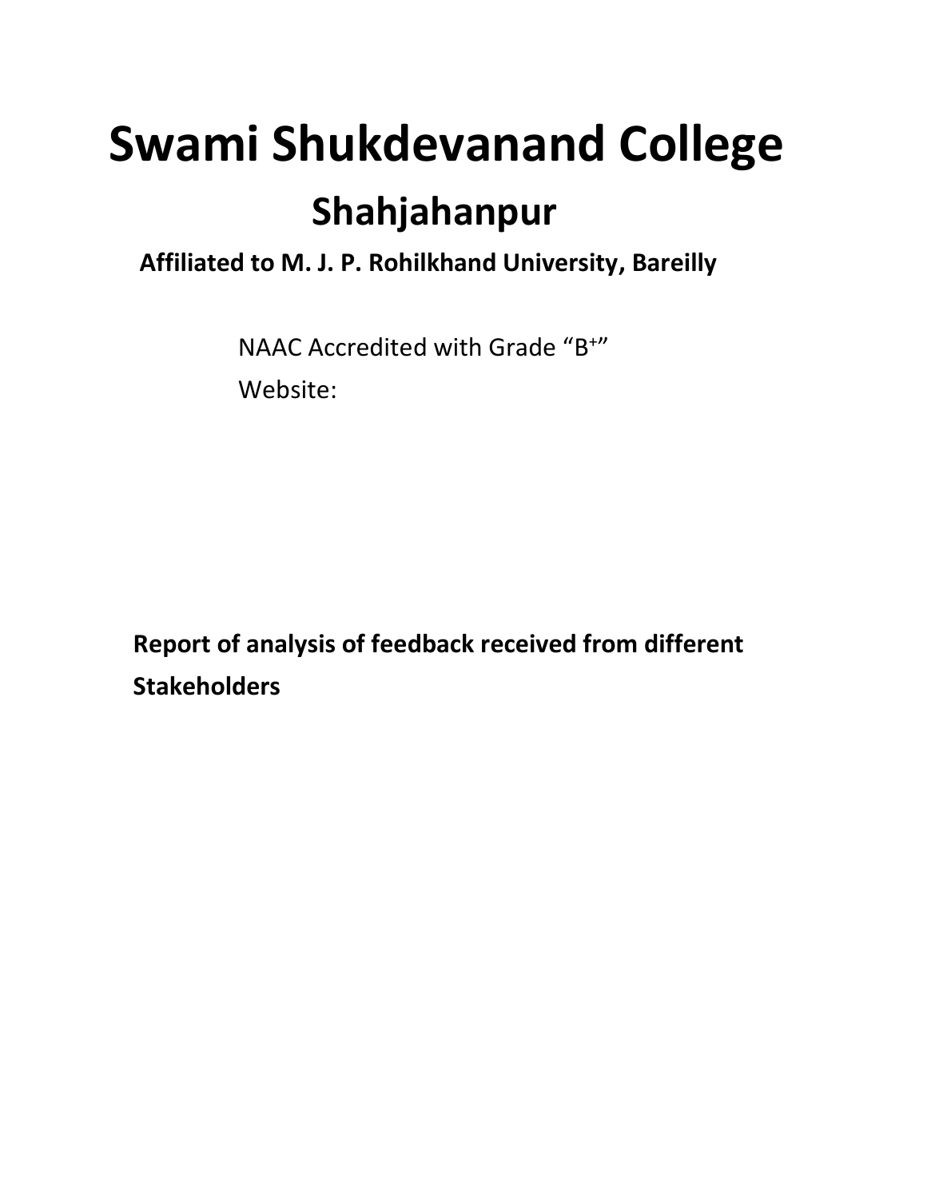# Swami Shukdevanand College

## Shahjahanpur

**Affiliated to M. J. P. Rohilkhand University, Bareilly**

NAAC Accredited with Grade "B+"

Website:

**Report of analysis of feedback received from different Stakeholders**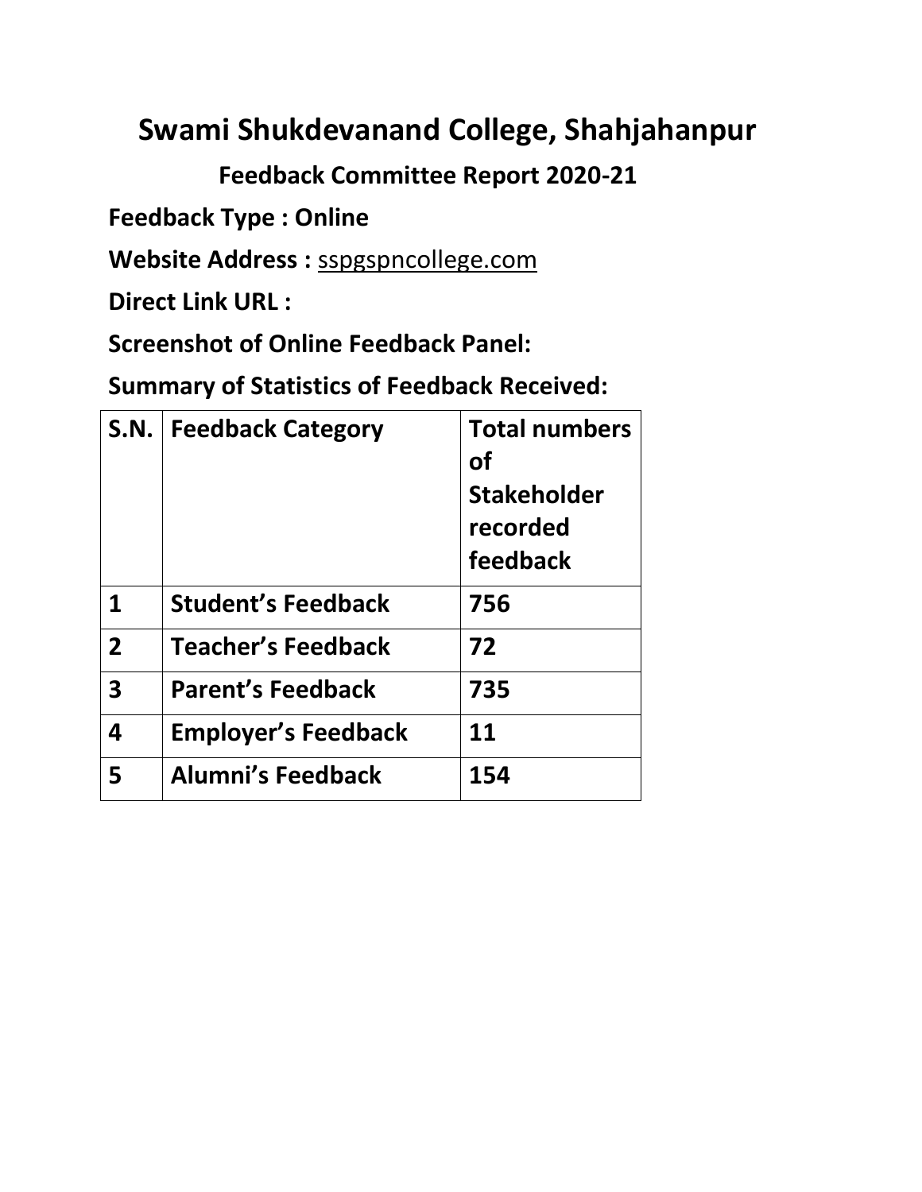# Swami Shukdevanand College, Shahjahanpur

## Feedback Committee Report 2020-21

**Feedback Type : Online**

**Website Address :** sspgspncollege.com

**Direct Link URL :**

**Screenshot of Online Feedback Panel:**

**Summary of Statistics of Feedback Received:**

| S.N. | Feedback Category | Total numbers of Stakeholder recorded feedback |
|---|---|---|
| 1 | Student's Feedback | 756 |
| 2 | Teacher's Feedback | 72 |
| 3 | Parent's Feedback | 735 |
| 4 | Employer's Feedback | 11 |
| 5 | Alumni's Feedback | 154 |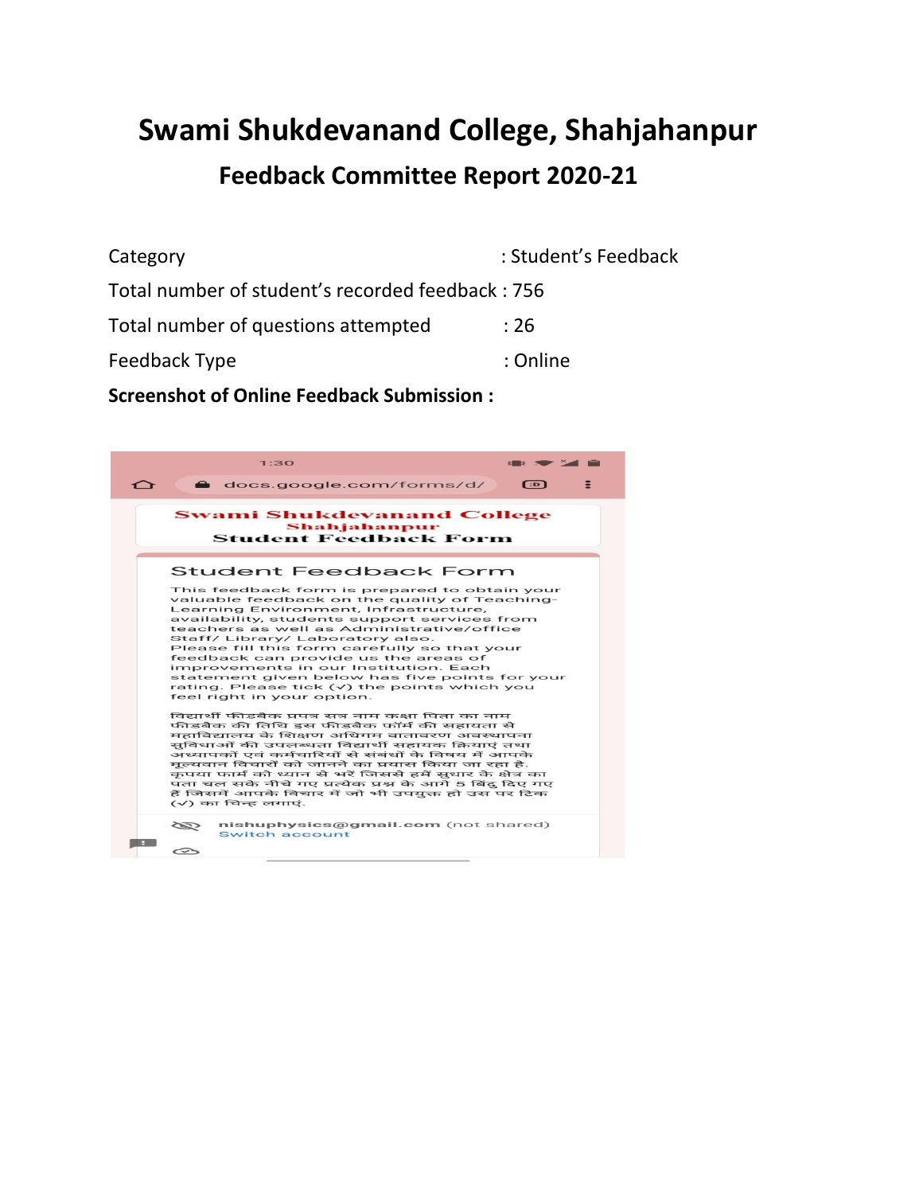# Swami Shukdevanand College, Shahjahanpur

## Feedback Committee Report 2020-21

| | |
|---|---|
| Category | : Student's Feedback |
| Total number of student's recorded feedback | : 756 |
| Total number of questions attempted | : 26 |
| Feedback Type | : Online |

**Screenshot of Online Feedback Submission :**

1:30

docs.google.com/forms/d/

**Swami Shukdevanand College**
**Shahjahanpur**
**Student Feedback Form**

Student Feedback Form

This feedback form is prepared to obtain your valuable feedback on the quality of Teaching-Learning Environment, Infrastructure, availability, students support services from teachers as well as Administrative/office Staff/ Library/ Laboratory also.
Please fill this form carefully so that your feedback can provide us the areas of improvements in our Institution. Each statement given below has five points for your rating. Please tick (✓) the points which you feel right in your option.

विद्यार्थी फीडबैक प्रपत्र सत्र नाम कक्षा पिता का नाम फीडबैक की तिथि इस फीडबैक फॉर्म की सहायता से महाविद्यालय के शिक्षण अधिगम वातावरण अवस्थापना सुविधाओं की उपलब्धता विद्यार्थी सहायक क्रियाएं तथा अध्यापकों एवं कर्मचारियों से संबंधों के विषय में आपके मूल्यवान विचारों को जानने का प्रयास किया जा रहा है. कृपया फार्म को ध्यान से भरें जिससे हमें सुधार के क्षेत्र का पता चल सके नीचे गए प्रत्येक प्रश्न के आगे 5 बिंदु दिए गए है जिसमें आपके विचार में जो भी उपयुक्त हो उस पर टिक (✓) का चिन्ह लगाएं.

nishuphysics@gmail.com (not shared)
Switch account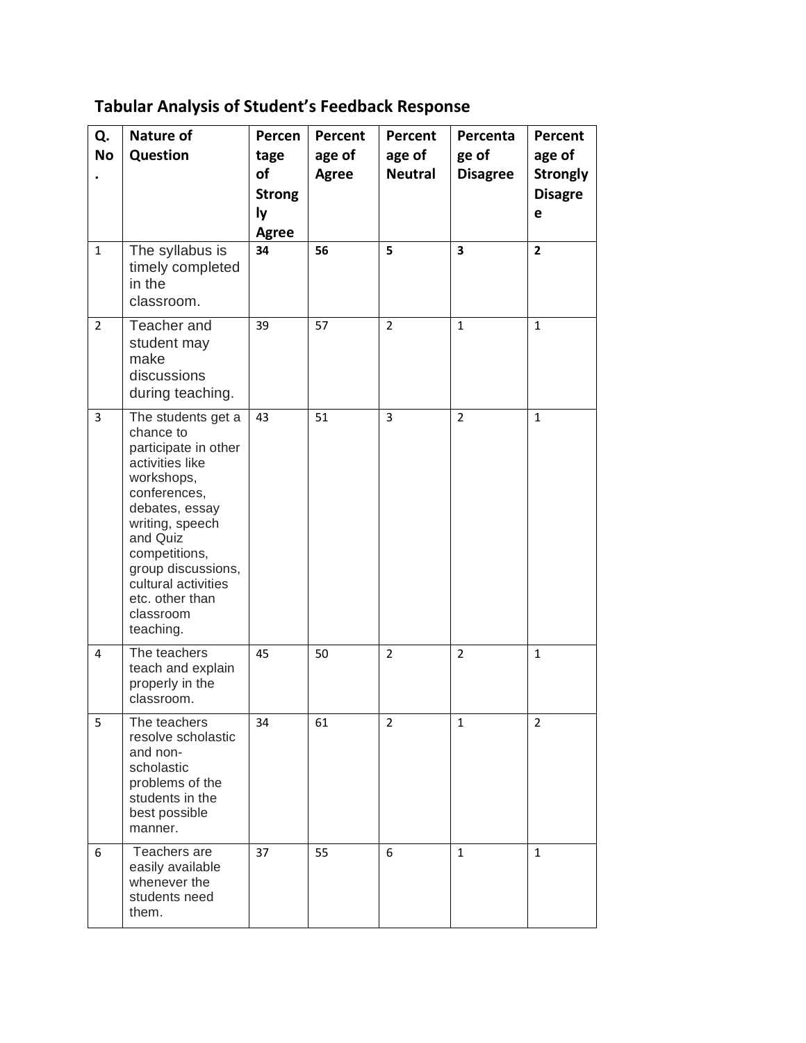## Tabular Analysis of Student's Feedback Response

| Q. No. | Nature of Question | Percentage of Strongly Agree | Percentage of Agree | Percentage of Neutral | Percentage of Disagree | Percentage of Strongly Disagree |
|---|---|---|---|---|---|---|
| 1 | The syllabus is timely completed in the classroom. | **34** | **56** | **5** | **3** | **2** |
| 2 | Teacher and student may make discussions during teaching. | 39 | 57 | 2 | 1 | 1 |
| 3 | The students get a chance to participate in other activities like workshops, conferences, debates, essay writing, speech and Quiz competitions, group discussions, cultural activities etc. other than classroom teaching. | 43 | 51 | 3 | 2 | 1 |
| 4 | The teachers teach and explain properly in the classroom. | 45 | 50 | 2 | 2 | 1 |
| 5 | The teachers resolve scholastic and non-scholastic problems of the students in the best possible manner. | 34 | 61 | 2 | 1 | 2 |
| 6 | Teachers are easily available whenever the students need them. | 37 | 55 | 6 | 1 | 1 |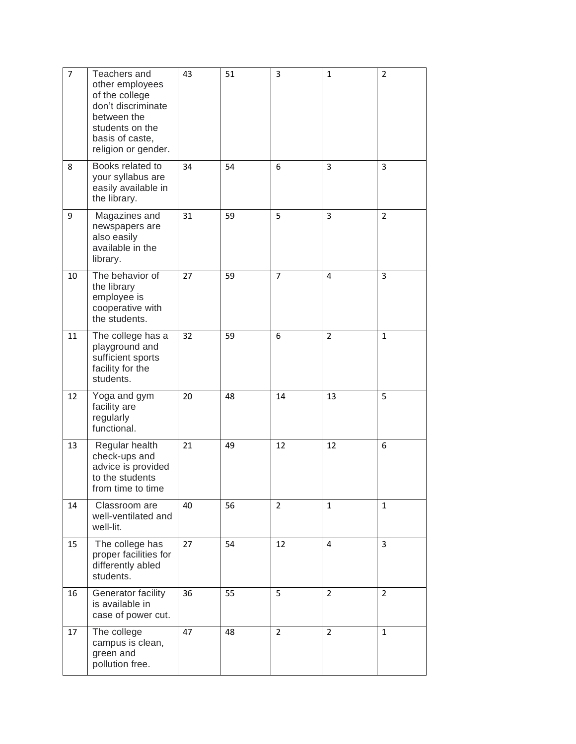| 7 | Teachers and other employees of the college don't discriminate between the students on the basis of caste, religion or gender. | 43 | 51 | 3 | 1 | 2 |
|---|---|---|---|---|---|---|
| 8 | Books related to your syllabus are easily available in the library. | 34 | 54 | 6 | 3 | 3 |
| 9 | Magazines and newspapers are also easily available in the library. | 31 | 59 | 5 | 3 | 2 |
| 10 | The behavior of the library employee is cooperative with the students. | 27 | 59 | 7 | 4 | 3 |
| 11 | The college has a playground and sufficient sports facility for the students. | 32 | 59 | 6 | 2 | 1 |
| 12 | Yoga and gym facility are regularly functional. | 20 | 48 | 14 | 13 | 5 |
| 13 | Regular health check-ups and advice is provided to the students from time to time | 21 | 49 | 12 | 12 | 6 |
| 14 | Classroom are well-ventilated and well-lit. | 40 | 56 | 2 | 1 | 1 |
| 15 | The college has proper facilities for differently abled students. | 27 | 54 | 12 | 4 | 3 |
| 16 | Generator facility is available in case of power cut. | 36 | 55 | 5 | 2 | 2 |
| 17 | The college campus is clean, green and pollution free. | 47 | 48 | 2 | 2 | 1 |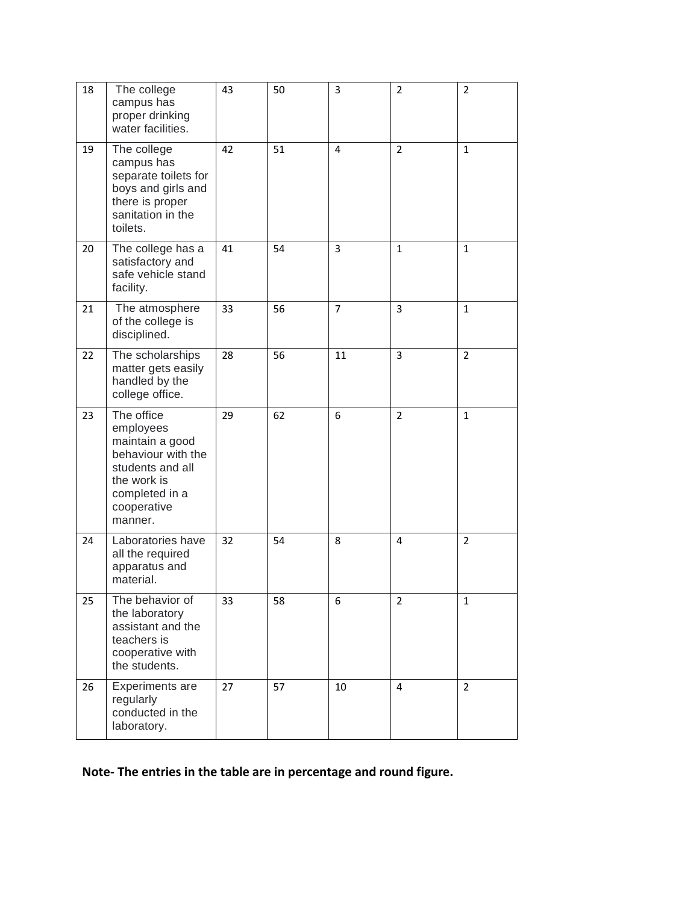| | | | | | | |
|---|---|---|---|---|---|---|
| 18 | The college campus has proper drinking water facilities. | 43 | 50 | 3 | 2 | 2 |
| 19 | The college campus has separate toilets for boys and girls and there is proper sanitation in the toilets. | 42 | 51 | 4 | 2 | 1 |
| 20 | The college has a satisfactory and safe vehicle stand facility. | 41 | 54 | 3 | 1 | 1 |
| 21 | The atmosphere of the college is disciplined. | 33 | 56 | 7 | 3 | 1 |
| 22 | The scholarships matter gets easily handled by the college office. | 28 | 56 | 11 | 3 | 2 |
| 23 | The office employees maintain a good behaviour with the students and all the work is completed in a cooperative manner. | 29 | 62 | 6 | 2 | 1 |
| 24 | Laboratories have all the required apparatus and material. | 32 | 54 | 8 | 4 | 2 |
| 25 | The behavior of the laboratory assistant and the teachers is cooperative with the students. | 33 | 58 | 6 | 2 | 1 |
| 26 | Experiments are regularly conducted in the laboratory. | 27 | 57 | 10 | 4 | 2 |

**Note- The entries in the table are in percentage and round figure.**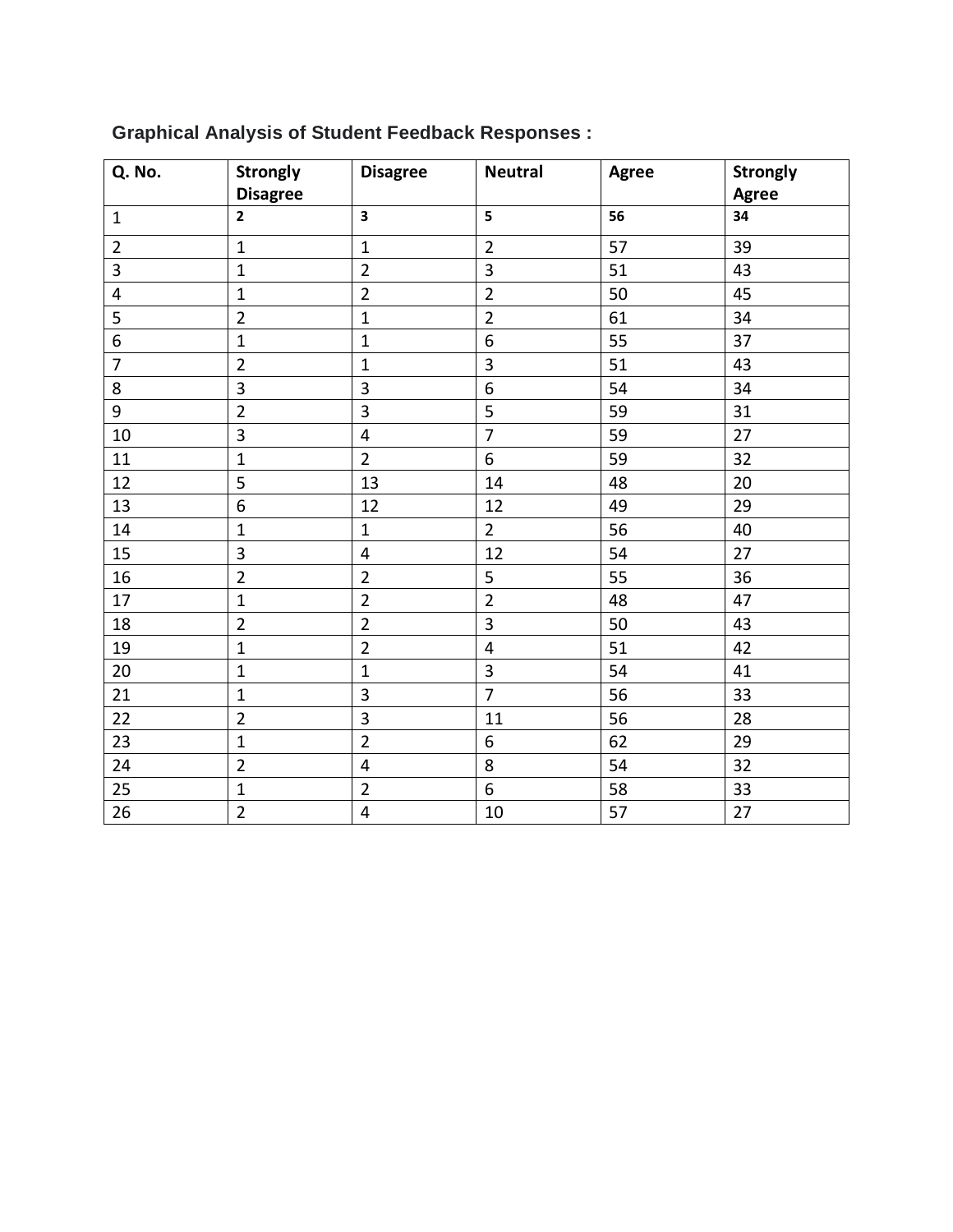**Graphical Analysis of Student Feedback Responses :**

| Q. No. | Strongly Disagree | Disagree | Neutral | Agree | Strongly Agree |
|---|---|---|---|---|---|
| 1 | 2 | 3 | 5 | 56 | 34 |
| 2 | 1 | 1 | 2 | 57 | 39 |
| 3 | 1 | 2 | 3 | 51 | 43 |
| 4 | 1 | 2 | 2 | 50 | 45 |
| 5 | 2 | 1 | 2 | 61 | 34 |
| 6 | 1 | 1 | 6 | 55 | 37 |
| 7 | 2 | 1 | 3 | 51 | 43 |
| 8 | 3 | 3 | 6 | 54 | 34 |
| 9 | 2 | 3 | 5 | 59 | 31 |
| 10 | 3 | 4 | 7 | 59 | 27 |
| 11 | 1 | 2 | 6 | 59 | 32 |
| 12 | 5 | 13 | 14 | 48 | 20 |
| 13 | 6 | 12 | 12 | 49 | 29 |
| 14 | 1 | 1 | 2 | 56 | 40 |
| 15 | 3 | 4 | 12 | 54 | 27 |
| 16 | 2 | 2 | 5 | 55 | 36 |
| 17 | 1 | 2 | 2 | 48 | 47 |
| 18 | 2 | 2 | 3 | 50 | 43 |
| 19 | 1 | 2 | 4 | 51 | 42 |
| 20 | 1 | 1 | 3 | 54 | 41 |
| 21 | 1 | 3 | 7 | 56 | 33 |
| 22 | 2 | 3 | 11 | 56 | 28 |
| 23 | 1 | 2 | 6 | 62 | 29 |
| 24 | 2 | 4 | 8 | 54 | 32 |
| 25 | 1 | 2 | 6 | 58 | 33 |
| 26 | 2 | 4 | 10 | 57 | 27 |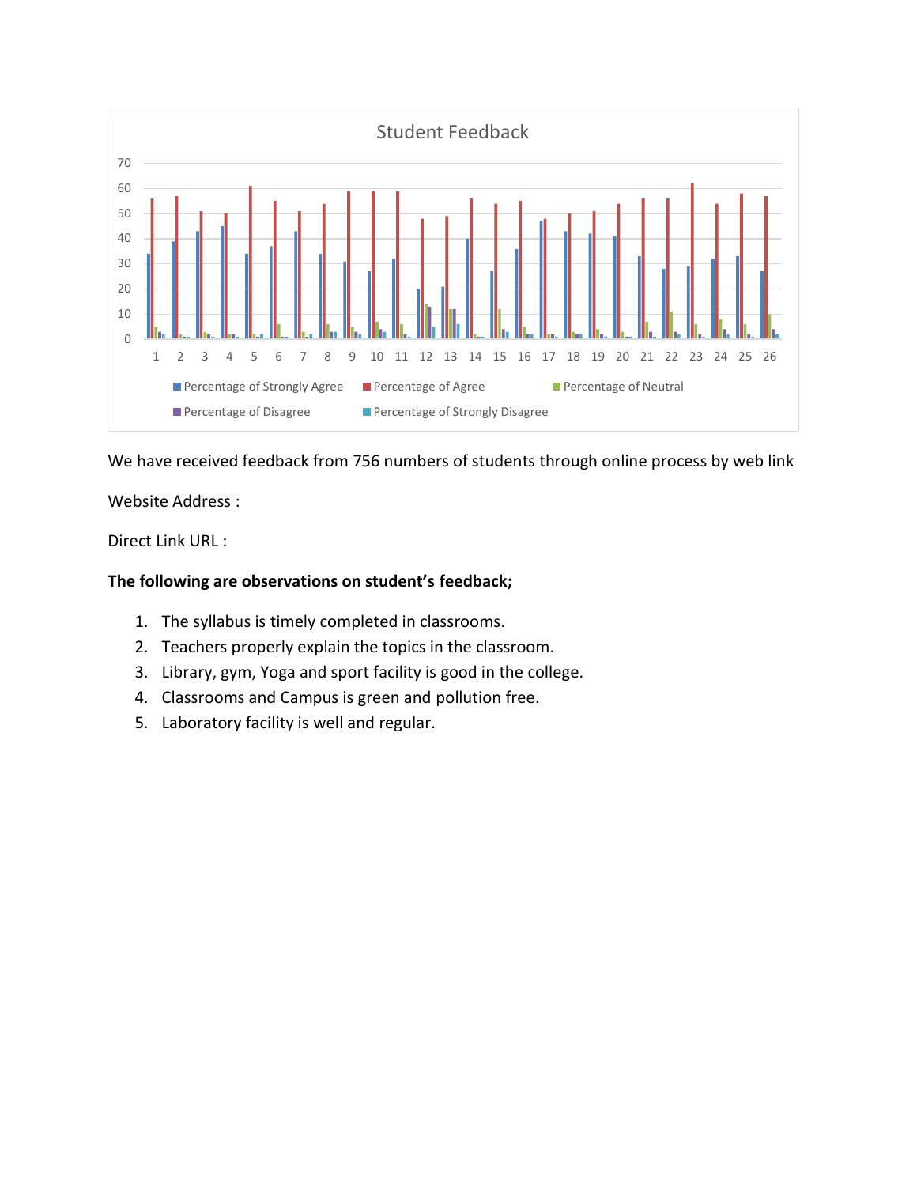Student Feedback

70
60
50
40
30
20
10
0

1 2 3 4 5 6 7 8 9 10 11 12 13 14 15 16 17 18 19 20 21 22 23 24 25 26

Percentage of Strongly Agree
Percentage of Agree
Percentage of Neutral
Percentage of Disagree
Percentage of Strongly Disagree

We have received feedback from 756 numbers of students through online process by web link

Website Address :

Direct Link URL :

**The following are observations on student's feedback;**

1. The syllabus is timely completed in classrooms.
2. Teachers properly explain the topics in the classroom.
3. Library, gym, Yoga and sport facility is good in the college.
4. Classrooms and Campus is green and pollution free.
5. Laboratory facility is well and regular.